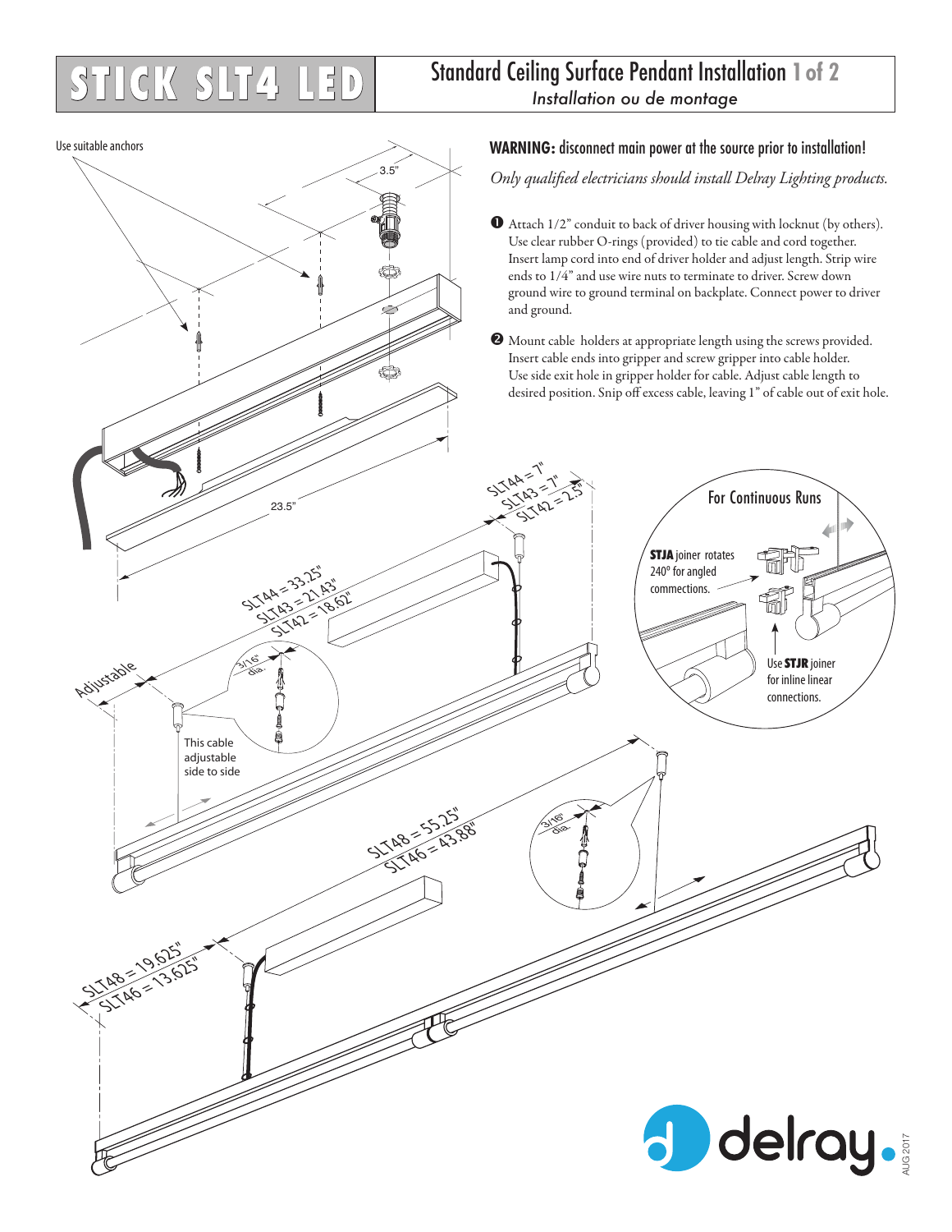# STICK SLT4 LED

## Standard Ceiling Surface Pendant Installation 1 of 2

*Installation ou de montage*

Use suitable anchors

3.5"

23.5"

SLT44 = 33.25"
SLT43 = 21.43"
SLT42 = 18.62"

SLT44 = 7"
SLT43 = 7"
SLT42 = 2.5"

Adjustable

3/16" dia.

This cable adjustable side to side

SLT48 = 55.25"
SLT46 = 43.88"

SLT48 = 19.625"
SLT46 = 13.625"

**WARNING:** disconnect main power at the source prior to installation!

*Only qualified electricians should install Delray Lighting products.*

1. Attach 1/2" conduit to back of driver housing with locknut (by others). Use clear rubber O-rings (provided) to tie cable and cord together. Insert lamp cord into end of driver holder and adjust length. Strip wire ends to 1/4" and use wire nuts to terminate to driver. Screw down ground wire to ground terminal on backplate. Connect power to driver and ground.

2. Mount cable holders at appropriate length using the screws provided. Insert cable ends into gripper and screw gripper into cable holder. Use side exit hole in gripper holder for cable. Adjust cable length to desired position. Snip off excess cable, leaving 1" of cable out of exit hole.

### For Continuous Runs

**STJA** joiner rotates 240° for angled connections.

Use **STJR** joiner for inline linear connections.

delray.

AUG 2017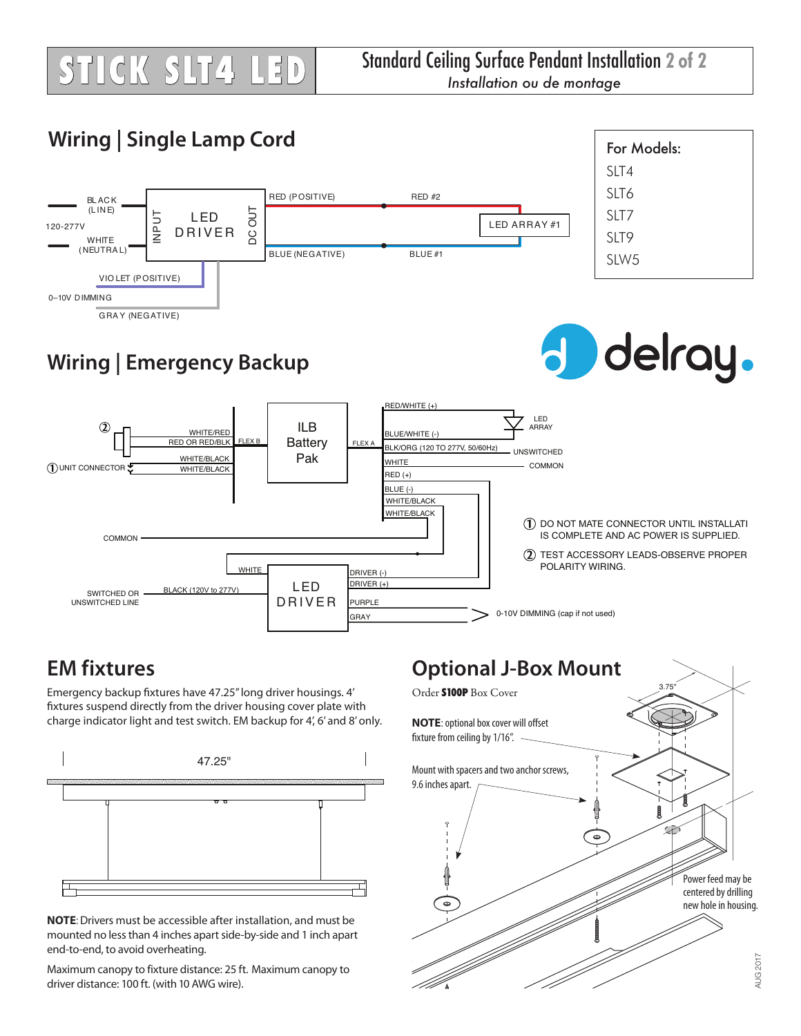# STICK SLT4 LED

Standard Ceiling Surface Pendant Installation 2 of 2

*Installation ou de montage*

## Wiring | Single Lamp Cord

120-277V

BLACK (LINE)

WHITE (NEUTRAL)

INPUT

LED DRIVER

DC OUT

RED (POSITIVE)

RED #2

LED ARRAY #1

BLUE (NEGATIVE)

BLUE #1

VIOLET (POSITIVE)

0–10V DIMMING

GRAY (NEGATIVE)

**For Models:**

SLT4
SLT6
SLT7
SLT9
SLW5

delray.

## Wiring | Emergency Backup

② WHITE/RED
RED OR RED/BLK
FLEX B

① UNIT CONNECTOR
WHITE/BLACK
WHITE/BLACK

ILB Battery Pak

FLEX A

RED/WHITE (+)
BLUE/WHITE (-)
LED ARRAY
BLK/ORG (120 TO 277V, 50/60Hz)
UNSWITCHED
WHITE
COMMON
RED (+)
BLUE (-)
WHITE/BLACK
WHITE/BLACK

COMMON

WHITE

SWITCHED OR UNSWITCHED LINE

BLACK (120V to 277V)

LED DRIVER

DRIVER (-)
DRIVER (+)
PURPLE
GRAY
0-10V DIMMING (cap if not used)

① DO NOT MATE CONNECTOR UNTIL INSTALLATI IS COMPLETE AND AC POWER IS SUPPLIED.

② TEST ACCESSORY LEADS-OBSERVE PROPER POLARITY WIRING.

## EM fixtures

Emergency backup fixtures have 47.25" long driver housings. 4' fixtures suspend directly from the driver housing cover plate with charge indicator light and test switch. EM backup for 4', 6' and 8' only.

47.25"

**NOTE**: Drivers must be accessible after installation, and must be mounted no less than 4 inches apart side-by-side and 1 inch apart end-to-end, to avoid overheating.

Maximum canopy to fixture distance: 25 ft. Maximum canopy to driver distance: 100 ft. (with 10 AWG wire).

## Optional J-Box Mount

Order **S100P** Box Cover

3.75"

**NOTE**: optional box cover will offset fixture from ceiling by 1/16".

Mount with spacers and two anchor screws, 9.6 inches apart.

Power feed may be centered by drilling new hole in housing.

AUG 2017